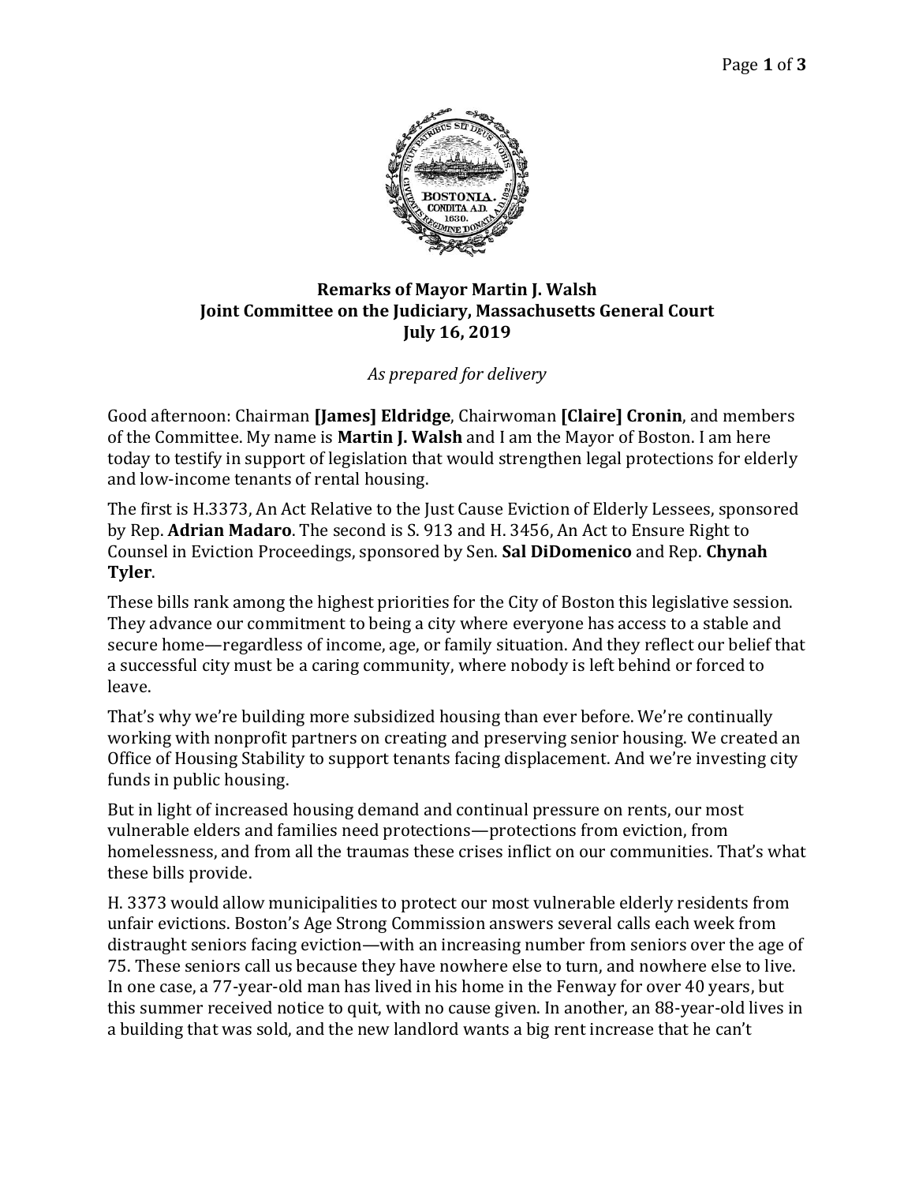**Remarks of Mayor Martin J. Walsh**
**Joint Committee on the Judiciary, Massachusetts General Court**
**July 16, 2019**

*As prepared for delivery*

Good afternoon: Chairman **[James] Eldridge**, Chairwoman **[Claire] Cronin**, and members of the Committee. My name is **Martin J. Walsh** and I am the Mayor of Boston. I am here today to testify in support of legislation that would strengthen legal protections for elderly and low-income tenants of rental housing.

The first is H.3373, An Act Relative to the Just Cause Eviction of Elderly Lessees, sponsored by Rep. **Adrian Madaro**. The second is S. 913 and H. 3456, An Act to Ensure Right to Counsel in Eviction Proceedings, sponsored by Sen. **Sal DiDomenico** and Rep. **Chynah Tyler**.

These bills rank among the highest priorities for the City of Boston this legislative session. They advance our commitment to being a city where everyone has access to a stable and secure home—regardless of income, age, or family situation. And they reflect our belief that a successful city must be a caring community, where nobody is left behind or forced to leave.

That's why we're building more subsidized housing than ever before. We're continually working with nonprofit partners on creating and preserving senior housing. We created an Office of Housing Stability to support tenants facing displacement. And we're investing city funds in public housing.

But in light of increased housing demand and continual pressure on rents, our most vulnerable elders and families need protections—protections from eviction, from homelessness, and from all the traumas these crises inflict on our communities. That's what these bills provide.

H. 3373 would allow municipalities to protect our most vulnerable elderly residents from unfair evictions. Boston's Age Strong Commission answers several calls each week from distraught seniors facing eviction—with an increasing number from seniors over the age of 75. These seniors call us because they have nowhere else to turn, and nowhere else to live. In one case, a 77-year-old man has lived in his home in the Fenway for over 40 years, but this summer received notice to quit, with no cause given. In another, an 88-year-old lives in a building that was sold, and the new landlord wants a big rent increase that he can't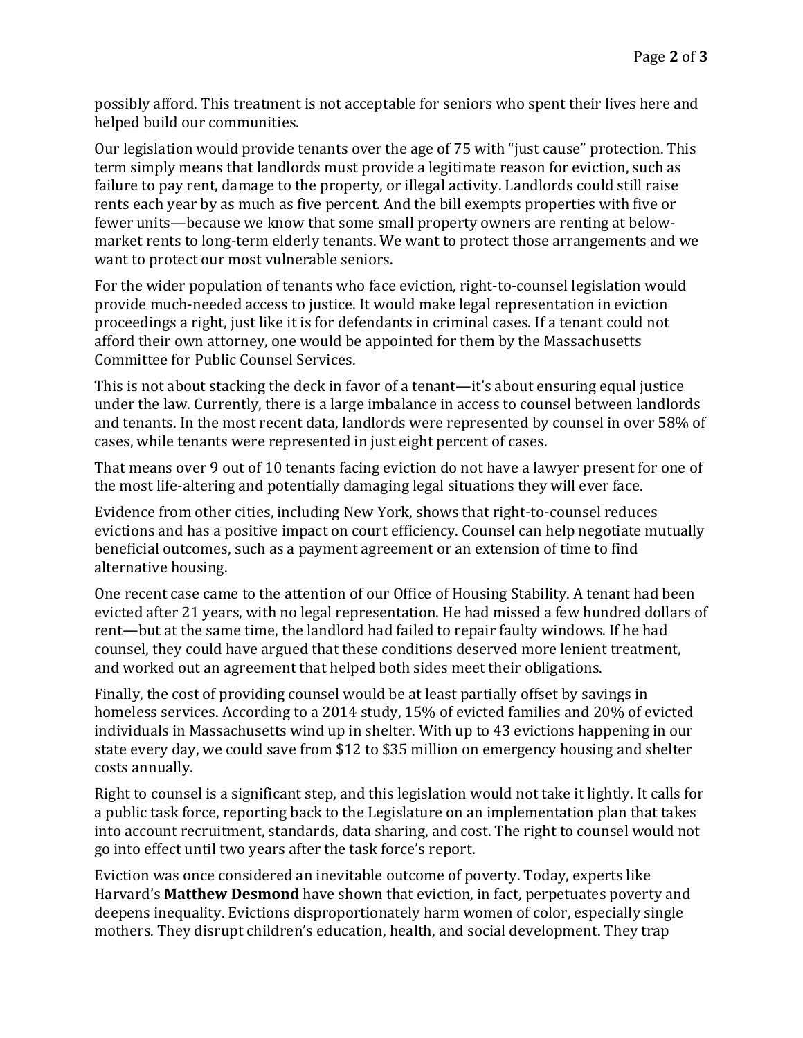possibly afford. This treatment is not acceptable for seniors who spent their lives here and helped build our communities.

Our legislation would provide tenants over the age of 75 with "just cause" protection. This term simply means that landlords must provide a legitimate reason for eviction, such as failure to pay rent, damage to the property, or illegal activity. Landlords could still raise rents each year by as much as five percent. And the bill exempts properties with five or fewer units—because we know that some small property owners are renting at below-market rents to long-term elderly tenants. We want to protect those arrangements and we want to protect our most vulnerable seniors.

For the wider population of tenants who face eviction, right-to-counsel legislation would provide much-needed access to justice. It would make legal representation in eviction proceedings a right, just like it is for defendants in criminal cases. If a tenant could not afford their own attorney, one would be appointed for them by the Massachusetts Committee for Public Counsel Services.

This is not about stacking the deck in favor of a tenant—it's about ensuring equal justice under the law. Currently, there is a large imbalance in access to counsel between landlords and tenants. In the most recent data, landlords were represented by counsel in over 58% of cases, while tenants were represented in just eight percent of cases.

That means over 9 out of 10 tenants facing eviction do not have a lawyer present for one of the most life-altering and potentially damaging legal situations they will ever face.

Evidence from other cities, including New York, shows that right-to-counsel reduces evictions and has a positive impact on court efficiency. Counsel can help negotiate mutually beneficial outcomes, such as a payment agreement or an extension of time to find alternative housing.

One recent case came to the attention of our Office of Housing Stability. A tenant had been evicted after 21 years, with no legal representation. He had missed a few hundred dollars of rent—but at the same time, the landlord had failed to repair faulty windows. If he had counsel, they could have argued that these conditions deserved more lenient treatment, and worked out an agreement that helped both sides meet their obligations.

Finally, the cost of providing counsel would be at least partially offset by savings in homeless services. According to a 2014 study, 15% of evicted families and 20% of evicted individuals in Massachusetts wind up in shelter. With up to 43 evictions happening in our state every day, we could save from $12 to $35 million on emergency housing and shelter costs annually.

Right to counsel is a significant step, and this legislation would not take it lightly. It calls for a public task force, reporting back to the Legislature on an implementation plan that takes into account recruitment, standards, data sharing, and cost. The right to counsel would not go into effect until two years after the task force's report.

Eviction was once considered an inevitable outcome of poverty. Today, experts like Harvard's **Matthew Desmond** have shown that eviction, in fact, perpetuates poverty and deepens inequality. Evictions disproportionately harm women of color, especially single mothers. They disrupt children's education, health, and social development. They trap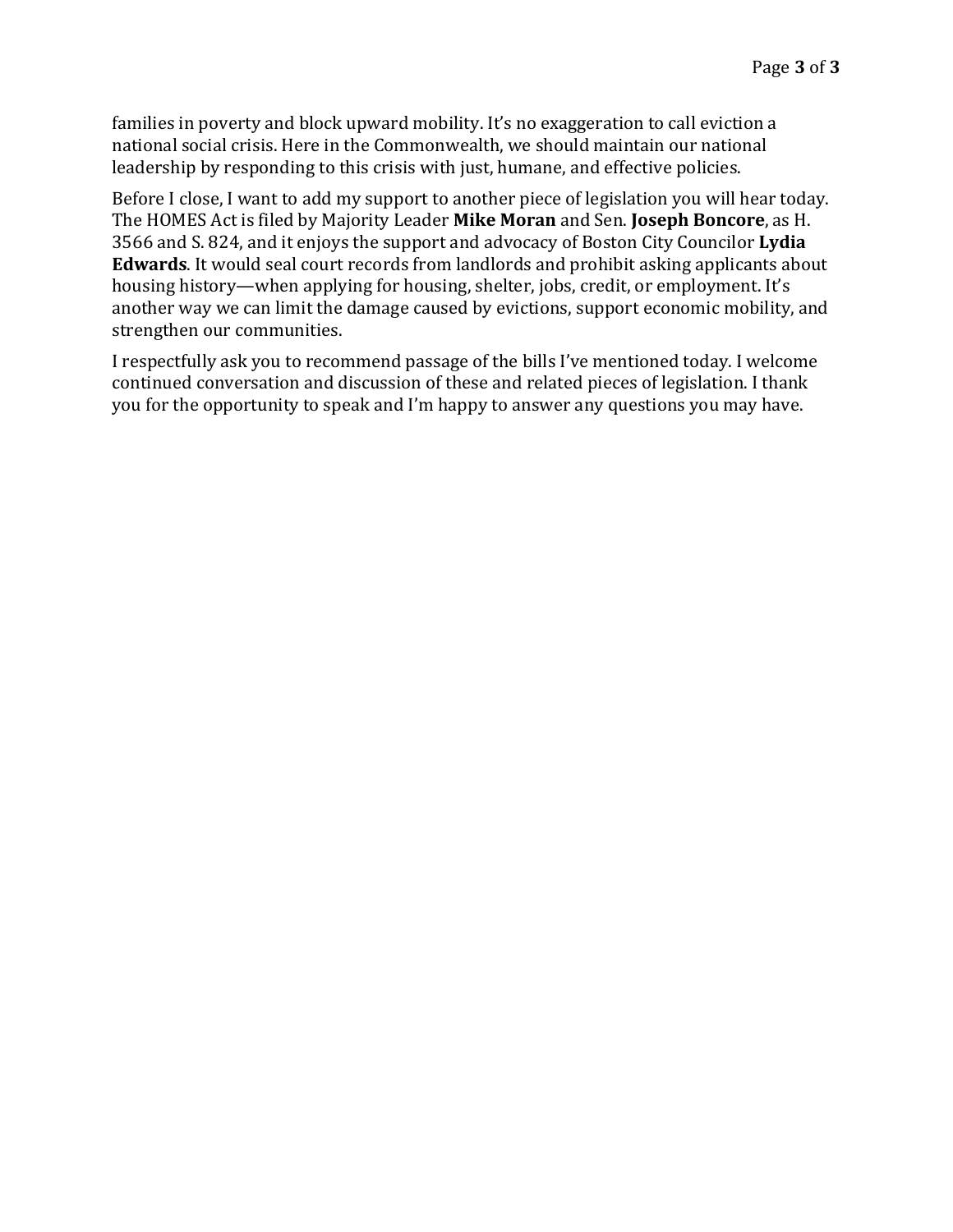families in poverty and block upward mobility. It's no exaggeration to call eviction a national social crisis. Here in the Commonwealth, we should maintain our national leadership by responding to this crisis with just, humane, and effective policies.

Before I close, I want to add my support to another piece of legislation you will hear today. The HOMES Act is filed by Majority Leader **Mike Moran** and Sen. **Joseph Boncore**, as H. 3566 and S. 824, and it enjoys the support and advocacy of Boston City Councilor **Lydia Edwards**. It would seal court records from landlords and prohibit asking applicants about housing history—when applying for housing, shelter, jobs, credit, or employment. It's another way we can limit the damage caused by evictions, support economic mobility, and strengthen our communities.

I respectfully ask you to recommend passage of the bills I've mentioned today. I welcome continued conversation and discussion of these and related pieces of legislation. I thank you for the opportunity to speak and I'm happy to answer any questions you may have.